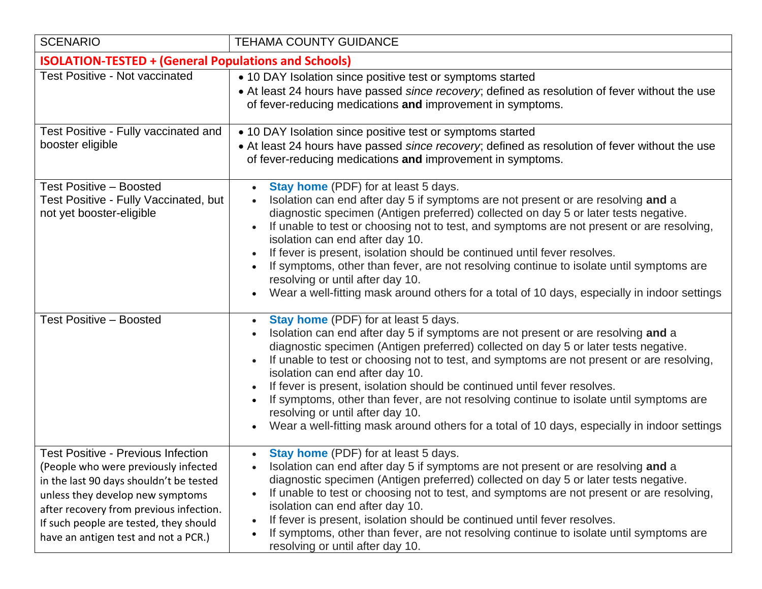| SCENARIO | TEHAMA COUNTY GUIDANCE |
|---|---|
| **ISOLATION-TESTED + (General Populations and Schools)** | |
| Test Positive - Not vaccinated | • 10 DAY Isolation since positive test or symptoms started<br>• At least 24 hours have passed *since recovery*; defined as resolution of fever without the use of fever-reducing medications **and** improvement in symptoms. |
| Test Positive - Fully vaccinated and booster eligible | • 10 DAY Isolation since positive test or symptoms started<br>• At least 24 hours have passed *since recovery*; defined as resolution of fever without the use of fever-reducing medications **and** improvement in symptoms. |
| Test Positive – Boosted<br>Test Positive - Fully Vaccinated, but not yet booster-eligible | • **Stay home** (PDF) for at least 5 days.<br>• Isolation can end after day 5 if symptoms are not present or are resolving **and** a diagnostic specimen (Antigen preferred) collected on day 5 or later tests negative.<br>• If unable to test or choosing not to test, and symptoms are not present or are resolving, isolation can end after day 10.<br>• If fever is present, isolation should be continued until fever resolves.<br>• If symptoms, other than fever, are not resolving continue to isolate until symptoms are resolving or until after day 10.<br>• Wear a well-fitting mask around others for a total of 10 days, especially in indoor settings |
| Test Positive – Boosted | • **Stay home** (PDF) for at least 5 days.<br>• Isolation can end after day 5 if symptoms are not present or are resolving **and** a diagnostic specimen (Antigen preferred) collected on day 5 or later tests negative.<br>• If unable to test or choosing not to test, and symptoms are not present or are resolving, isolation can end after day 10.<br>• If fever is present, isolation should be continued until fever resolves.<br>• If symptoms, other than fever, are not resolving continue to isolate until symptoms are resolving or until after day 10.<br>• Wear a well-fitting mask around others for a total of 10 days, especially in indoor settings |
| Test Positive - Previous Infection (People who were previously infected in the last 90 days shouldn't be tested unless they develop new symptoms after recovery from previous infection. If such people are tested, they should have an antigen test and not a PCR.) | • **Stay home** (PDF) for at least 5 days.<br>• Isolation can end after day 5 if symptoms are not present or are resolving **and** a diagnostic specimen (Antigen preferred) collected on day 5 or later tests negative.<br>• If unable to test or choosing not to test, and symptoms are not present or are resolving, isolation can end after day 10.<br>• If fever is present, isolation should be continued until fever resolves.<br>• If symptoms, other than fever, are not resolving continue to isolate until symptoms are resolving or until after day 10. |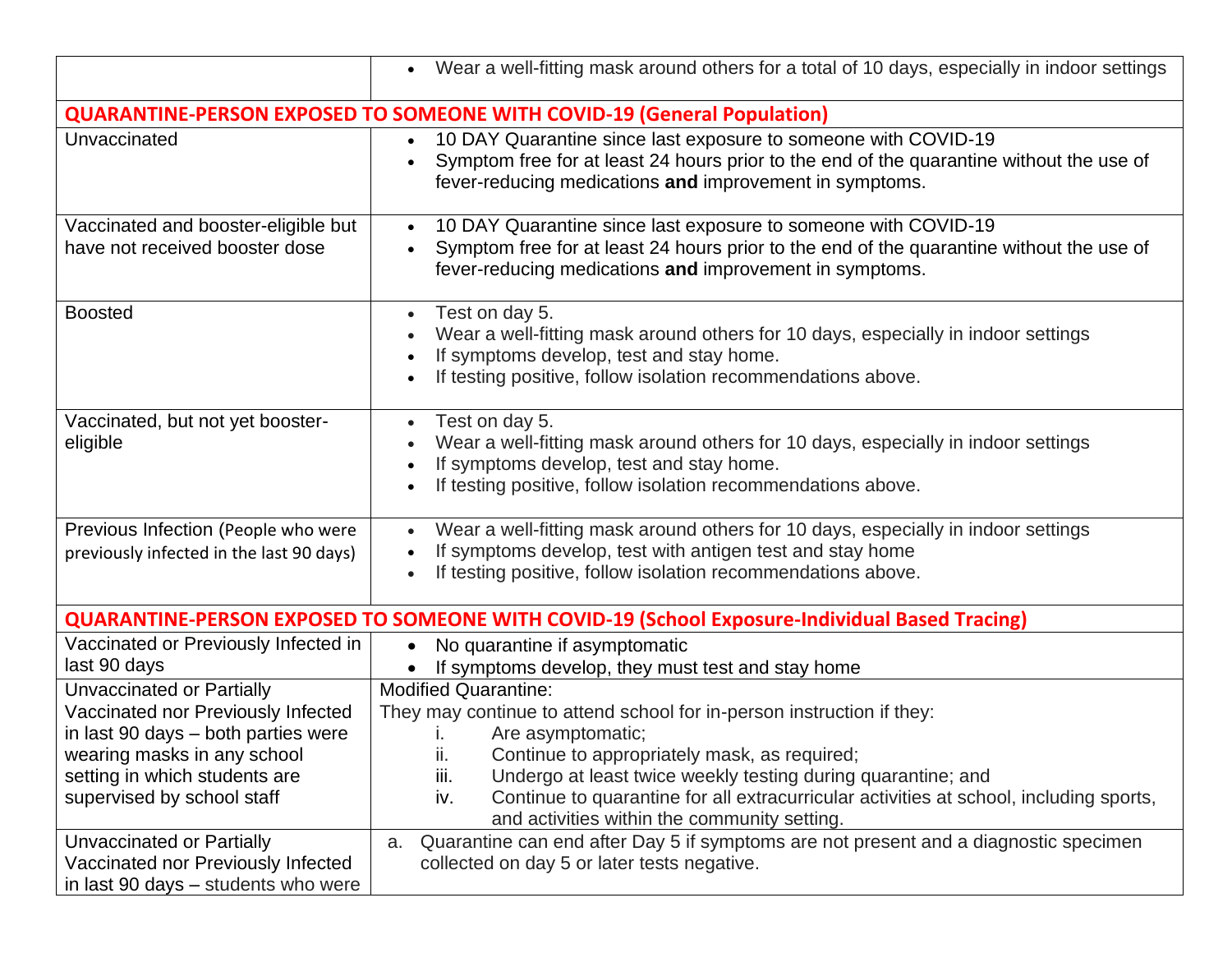| | |
|---|---|
| | • Wear a well-fitting mask around others for a total of 10 days, especially in indoor settings |
| **QUARANTINE-PERSON EXPOSED TO SOMEONE WITH COVID-19 (General Population)** | |
| Unvaccinated | • 10 DAY Quarantine since last exposure to someone with COVID-19<br>• Symptom free for at least 24 hours prior to the end of the quarantine without the use of fever-reducing medications **and** improvement in symptoms. |
| Vaccinated and booster-eligible but have not received booster dose | • 10 DAY Quarantine since last exposure to someone with COVID-19<br>• Symptom free for at least 24 hours prior to the end of the quarantine without the use of fever-reducing medications **and** improvement in symptoms. |
| Boosted | • Test on day 5.<br>• Wear a well-fitting mask around others for 10 days, especially in indoor settings<br>• If symptoms develop, test and stay home.<br>• If testing positive, follow isolation recommendations above. |
| Vaccinated, but not yet booster-eligible | • Test on day 5.<br>• Wear a well-fitting mask around others for 10 days, especially in indoor settings<br>• If symptoms develop, test and stay home.<br>• If testing positive, follow isolation recommendations above. |
| Previous Infection (People who were previously infected in the last 90 days) | • Wear a well-fitting mask around others for 10 days, especially in indoor settings<br>• If symptoms develop, test with antigen test and stay home<br>• If testing positive, follow isolation recommendations above. |
| **QUARANTINE-PERSON EXPOSED TO SOMEONE WITH COVID-19 (School Exposure-Individual Based Tracing)** | |
| Vaccinated or Previously Infected in last 90 days | • No quarantine if asymptomatic<br>• If symptoms develop, they must test and stay home |
| Unvaccinated or Partially Vaccinated nor Previously Infected in last 90 days – both parties were wearing masks in any school setting in which students are supervised by school staff | Modified Quarantine:<br>They may continue to attend school for in-person instruction if they:<br>i. Are asymptomatic;<br>ii. Continue to appropriately mask, as required;<br>iii. Undergo at least twice weekly testing during quarantine; and<br>iv. Continue to quarantine for all extracurricular activities at school, including sports, and activities within the community setting. |
| Unvaccinated or Partially Vaccinated nor Previously Infected in last 90 days – students who were | a. Quarantine can end after Day 5 if symptoms are not present and a diagnostic specimen collected on day 5 or later tests negative. |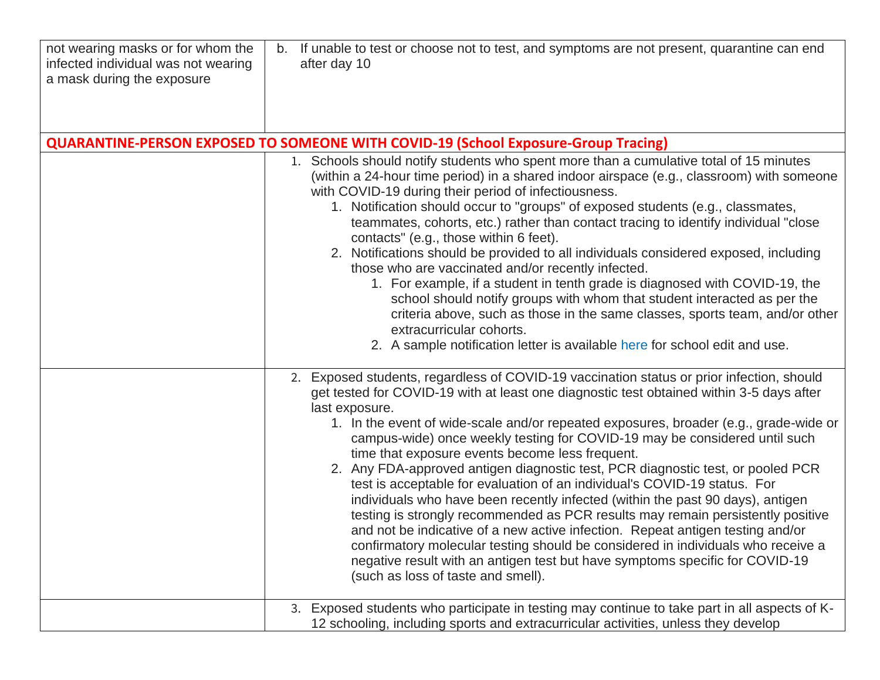| | |
|---|---|
| not wearing masks or for whom the infected individual was not wearing a mask during the exposure | b. If unable to test or choose not to test, and symptoms are not present, quarantine can end after day 10 |
| **QUARANTINE-PERSON EXPOSED TO SOMEONE WITH COVID-19 (School Exposure-Group Tracing)** | |
| | 1. Schools should notify students who spent more than a cumulative total of 15 minutes (within a 24-hour time period) in a shared indoor airspace (e.g., classroom) with someone with COVID-19 during their period of infectiousness.<br>&nbsp;&nbsp;&nbsp;&nbsp;1. Notification should occur to "groups" of exposed students (e.g., classmates, teammates, cohorts, etc.) rather than contact tracing to identify individual "close contacts" (e.g., those within 6 feet).<br>&nbsp;&nbsp;&nbsp;&nbsp;2. Notifications should be provided to all individuals considered exposed, including those who are vaccinated and/or recently infected.<br>&nbsp;&nbsp;&nbsp;&nbsp;&nbsp;&nbsp;&nbsp;&nbsp;1. For example, if a student in tenth grade is diagnosed with COVID-19, the school should notify groups with whom that student interacted as per the criteria above, such as those in the same classes, sports team, and/or other extracurricular cohorts.<br>&nbsp;&nbsp;&nbsp;&nbsp;&nbsp;&nbsp;&nbsp;&nbsp;2. A sample notification letter is available here for school edit and use. |
| | 2. Exposed students, regardless of COVID-19 vaccination status or prior infection, should get tested for COVID-19 with at least one diagnostic test obtained within 3-5 days after last exposure.<br>&nbsp;&nbsp;&nbsp;&nbsp;1. In the event of wide-scale and/or repeated exposures, broader (e.g., grade-wide or campus-wide) once weekly testing for COVID-19 may be considered until such time that exposure events become less frequent.<br>&nbsp;&nbsp;&nbsp;&nbsp;2. Any FDA-approved antigen diagnostic test, PCR diagnostic test, or pooled PCR test is acceptable for evaluation of an individual's COVID-19 status. For individuals who have been recently infected (within the past 90 days), antigen testing is strongly recommended as PCR results may remain persistently positive and not be indicative of a new active infection. Repeat antigen testing and/or confirmatory molecular testing should be considered in individuals who receive a negative result with an antigen test but have symptoms specific for COVID-19 (such as loss of taste and smell). |
| | 3. Exposed students who participate in testing may continue to take part in all aspects of K-12 schooling, including sports and extracurricular activities, unless they develop |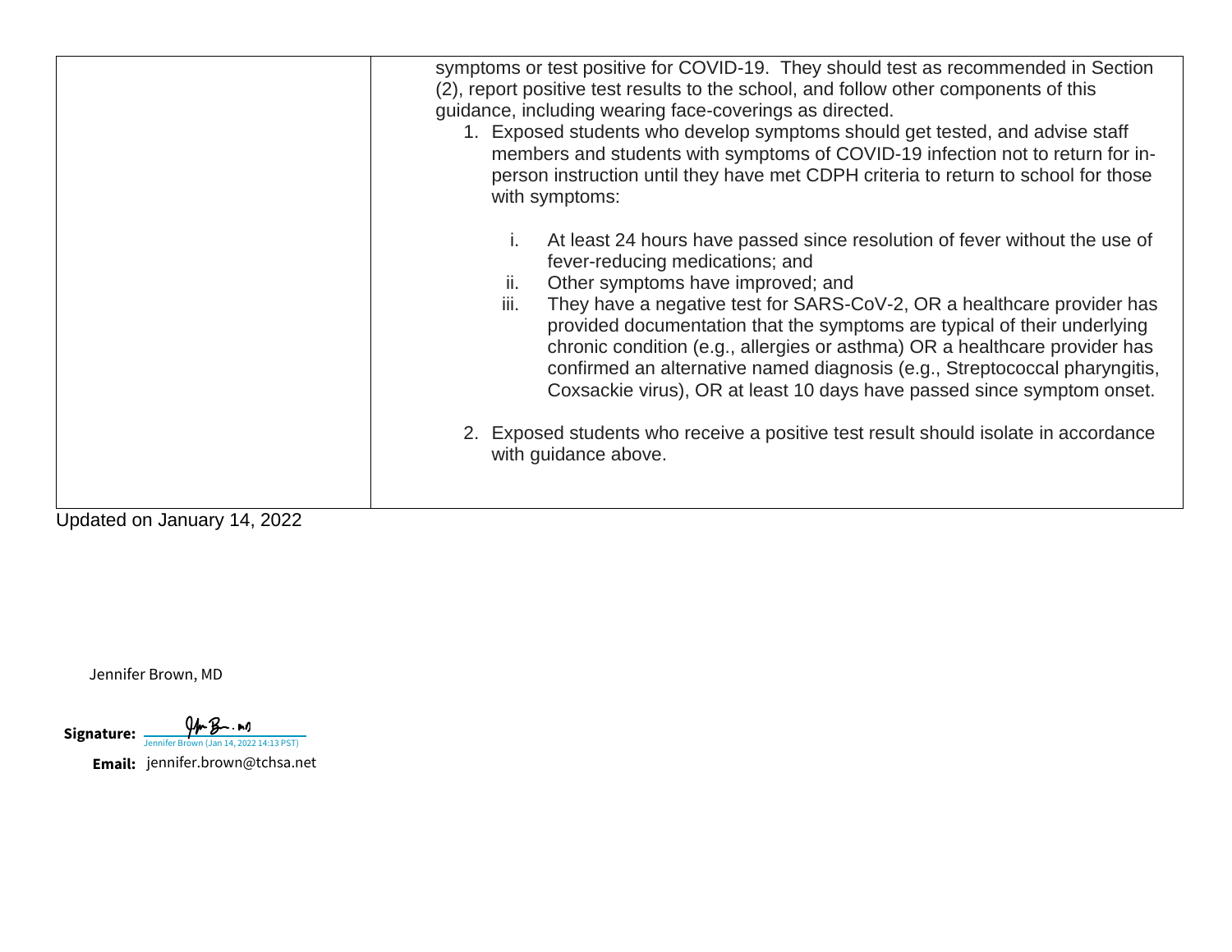| | |
|---|---|
| | symptoms or test positive for COVID-19. They should test as recommended in Section (2), report positive test results to the school, and follow other components of this guidance, including wearing face-coverings as directed.<br>1. Exposed students who develop symptoms should get tested, and advise staff members and students with symptoms of COVID-19 infection not to return for in-person instruction until they have met CDPH criteria to return to school for those with symptoms:<br>i. At least 24 hours have passed since resolution of fever without the use of fever-reducing medications; and<br>ii. Other symptoms have improved; and<br>iii. They have a negative test for SARS-CoV-2, OR a healthcare provider has provided documentation that the symptoms are typical of their underlying chronic condition (e.g., allergies or asthma) OR a healthcare provider has confirmed an alternative named diagnosis (e.g., Streptococcal pharyngitis, Coxsackie virus), OR at least 10 days have passed since symptom onset.<br>2. Exposed students who receive a positive test result should isolate in accordance with guidance above. |

Updated on January 14, 2022

Jennifer Brown, MD

**Signature:** Jennifer Brown (Jan 14, 2022 14:13 PST)

**Email:** jennifer.brown@tchsa.net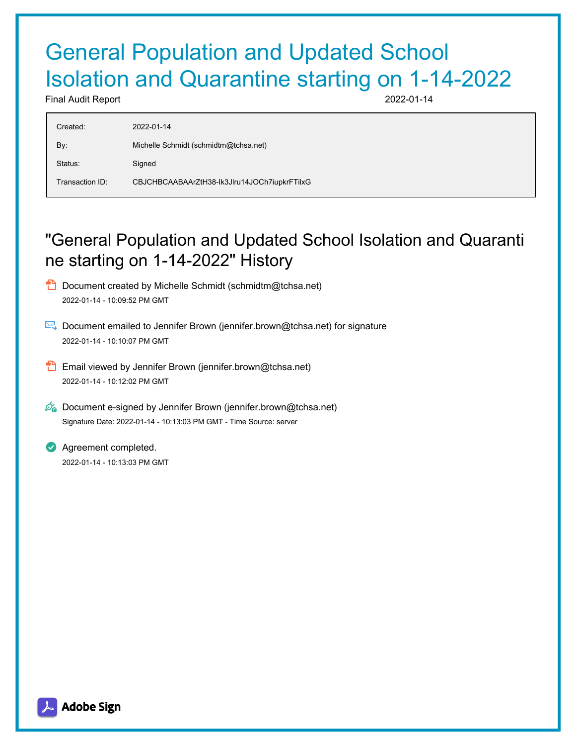# General Population and Updated School Isolation and Quarantine starting on 1-14-2022

Final Audit Report 2022-01-14

| | |
|---|---|
| Created: | 2022-01-14 |
| By: | Michelle Schmidt (schmidtm@tchsa.net) |
| Status: | Signed |
| Transaction ID: | CBJCHBCAABAArZtH38-Ik3Jlru14JOCh7iupkrFTilxG |

## "General Population and Updated School Isolation and Quarantine starting on 1-14-2022" History

- Document created by Michelle Schmidt (schmidtm@tchsa.net)
  2022-01-14 - 10:09:52 PM GMT

- Document emailed to Jennifer Brown (jennifer.brown@tchsa.net) for signature
  2022-01-14 - 10:10:07 PM GMT

- Email viewed by Jennifer Brown (jennifer.brown@tchsa.net)
  2022-01-14 - 10:12:02 PM GMT

- Document e-signed by Jennifer Brown (jennifer.brown@tchsa.net)
  Signature Date: 2022-01-14 - 10:13:03 PM GMT - Time Source: server

- Agreement completed.
  2022-01-14 - 10:13:03 PM GMT

Adobe Sign